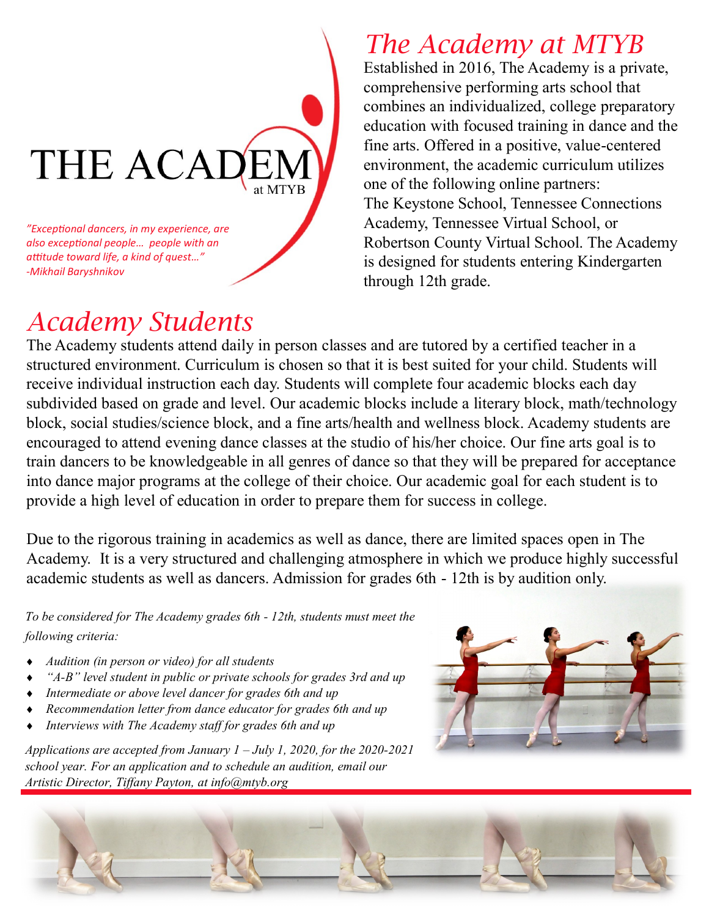THE ACADEMY at MTYB

*"Exceptional dancers, in my experience, are also exceptional people… people with an attitude toward life, a kind of quest…"*
*-Mikhail Baryshnikov*

# The Academy at MTYB

Established in 2016, The Academy is a private, comprehensive performing arts school that combines an individualized, college preparatory education with focused training in dance and the fine arts. Offered in a positive, value-centered environment, the academic curriculum utilizes one of the following online partners: The Keystone School, Tennessee Connections Academy, Tennessee Virtual School, or Robertson County Virtual School. The Academy is designed for students entering Kindergarten through 12th grade.

# Academy Students

The Academy students attend daily in person classes and are tutored by a certified teacher in a structured environment. Curriculum is chosen so that it is best suited for your child. Students will receive individual instruction each day. Students will complete four academic blocks each day subdivided based on grade and level. Our academic blocks include a literary block, math/technology block, social studies/science block, and a fine arts/health and wellness block. Academy students are encouraged to attend evening dance classes at the studio of his/her choice. Our fine arts goal is to train dancers to be knowledgeable in all genres of dance so that they will be prepared for acceptance into dance major programs at the college of their choice. Our academic goal for each student is to provide a high level of education in order to prepare them for success in college.

Due to the rigorous training in academics as well as dance, there are limited spaces open in The Academy. It is a very structured and challenging atmosphere in which we produce highly successful academic students as well as dancers. Admission for grades 6th - 12th is by audition only.

*To be considered for The Academy grades 6th - 12th, students must meet the following criteria:*

- *Audition (in person or video) for all students*
- *"A-B" level student in public or private schools for grades 3rd and up*
- *Intermediate or above level dancer for grades 6th and up*
- *Recommendation letter from dance educator for grades 6th and up*
- *Interviews with The Academy staff for grades 6th and up*

*Applications are accepted from January 1 – July 1, 2020, for the 2020-2021 school year. For an application and to schedule an audition, email our Artistic Director, Tiffany Payton, at info@mtyb.org*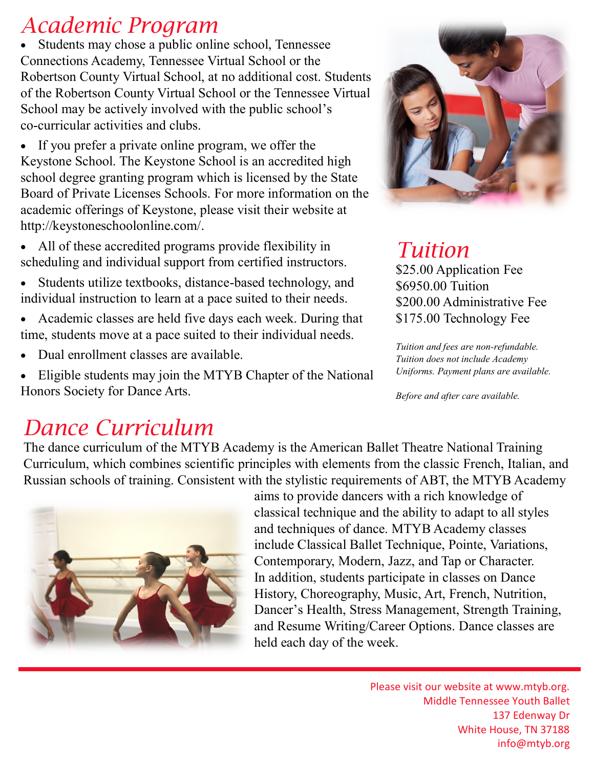# Academic Program

- Students may chose a public online school, Tennessee Connections Academy, Tennessee Virtual School or the Robertson County Virtual School, at no additional cost. Students of the Robertson County Virtual School or the Tennessee Virtual School may be actively involved with the public school's co-curricular activities and clubs.
- If you prefer a private online program, we offer the Keystone School. The Keystone School is an accredited high school degree granting program which is licensed by the State Board of Private Licenses Schools. For more information on the academic offerings of Keystone, please visit their website at http://keystoneschoolonline.com/.
- All of these accredited programs provide flexibility in scheduling and individual support from certified instructors.
- Students utilize textbooks, distance-based technology, and individual instruction to learn at a pace suited to their needs.
- Academic classes are held five days each week. During that time, students move at a pace suited to their individual needs.
- Dual enrollment classes are available.
- Eligible students may join the MTYB Chapter of the National Honors Society for Dance Arts.

# Tuition

$25.00 Application Fee
$6950.00 Tuition
$200.00 Administrative Fee
$175.00 Technology Fee

*Tuition and fees are non-refundable. Tuition does not include Academy Uniforms. Payment plans are available.*

*Before and after care available.*

# Dance Curriculum

The dance curriculum of the MTYB Academy is the American Ballet Theatre National Training Curriculum, which combines scientific principles with elements from the classic French, Italian, and Russian schools of training. Consistent with the stylistic requirements of ABT, the MTYB Academy aims to provide dancers with a rich knowledge of classical technique and the ability to adapt to all styles and techniques of dance. MTYB Academy classes include Classical Ballet Technique, Pointe, Variations, Contemporary, Modern, Jazz, and Tap or Character. In addition, students participate in classes on Dance History, Choreography, Music, Art, French, Nutrition, Dancer's Health, Stress Management, Strength Training, and Resume Writing/Career Options. Dance classes are held each day of the week.

Please visit our website at www.mtyb.org.
Middle Tennessee Youth Ballet
137 Edenway Dr
White House, TN 37188
info@mtyb.org